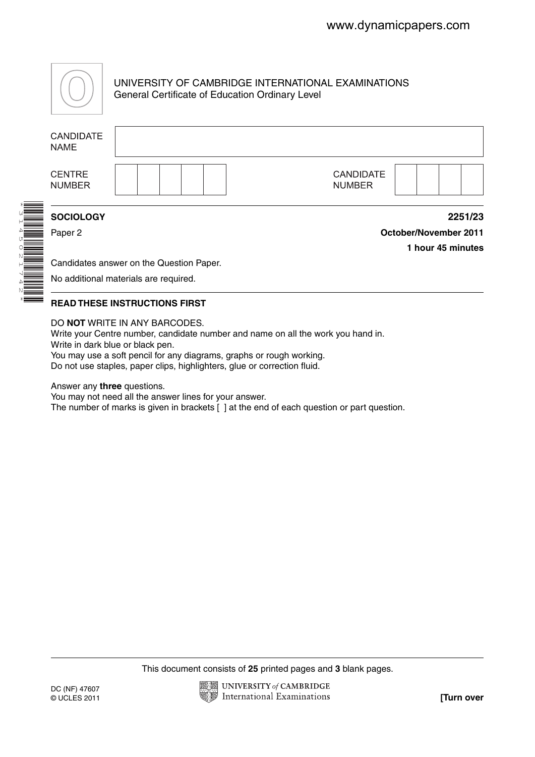www.dynamicpapers.com

UNIVERSITY OF CAMBRIDGE INTERNATIONAL EXAMINATIONS
General Certificate of Education Ordinary Level

| CANDIDATE NAME | |
|---|---|

| CENTRE NUMBER | | CANDIDATE NUMBER | |
|---|---|---|---|

\*3145021742\*

**SOCIOLOGY** **2251/23**

Paper 2 **October/November 2011**

**1 hour 45 minutes**

Candidates answer on the Question Paper.

No additional materials are required.

**READ THESE INSTRUCTIONS FIRST**

DO **NOT** WRITE IN ANY BARCODES.
Write your Centre number, candidate number and name on all the work you hand in.
Write in dark blue or black pen.
You may use a soft pencil for any diagrams, graphs or rough working.
Do not use staples, paper clips, highlighters, glue or correction fluid.

Answer any **three** questions.
You may not need all the answer lines for your answer.
The number of marks is given in brackets [ ] at the end of each question or part question.

This document consists of **25** printed pages and **3** blank pages.

DC (NF) 47607
© UCLES 2011

**[Turn over**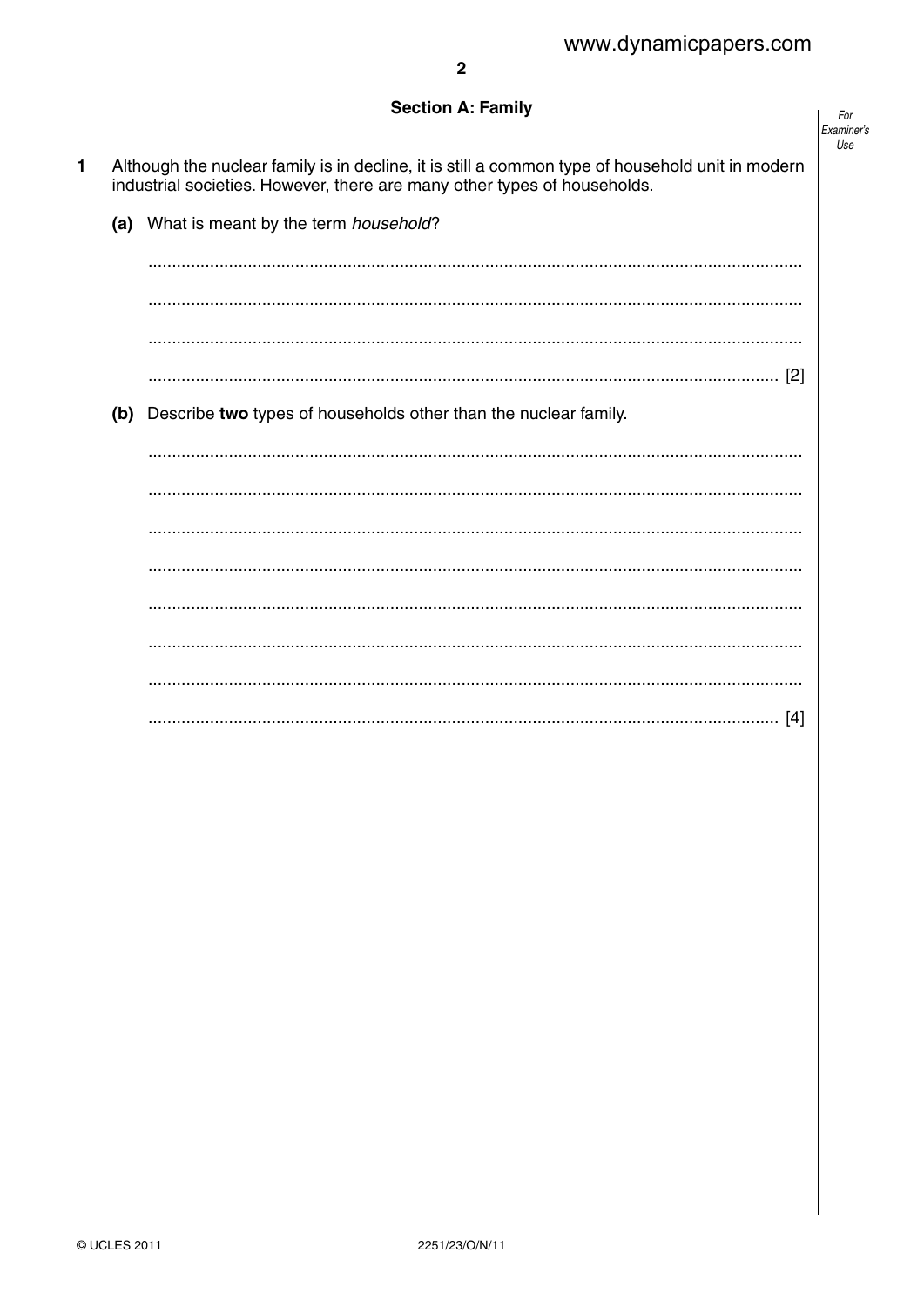## Section A: Family

1 Although the nuclear family is in decline, it is still a common type of household unit in modern industrial societies. However, there are many other types of households.

**(a)** What is meant by the term *household*?

.......................................................................................................................................

.......................................................................................................................................

.......................................................................................................................................

.................................................................................................................................. [2]

**(b)** Describe **two** types of households other than the nuclear family.

.......................................................................................................................................

.......................................................................................................................................

.......................................................................................................................................

.......................................................................................................................................

.......................................................................................................................................

.......................................................................................................................................

.......................................................................................................................................

.................................................................................................................................. [4]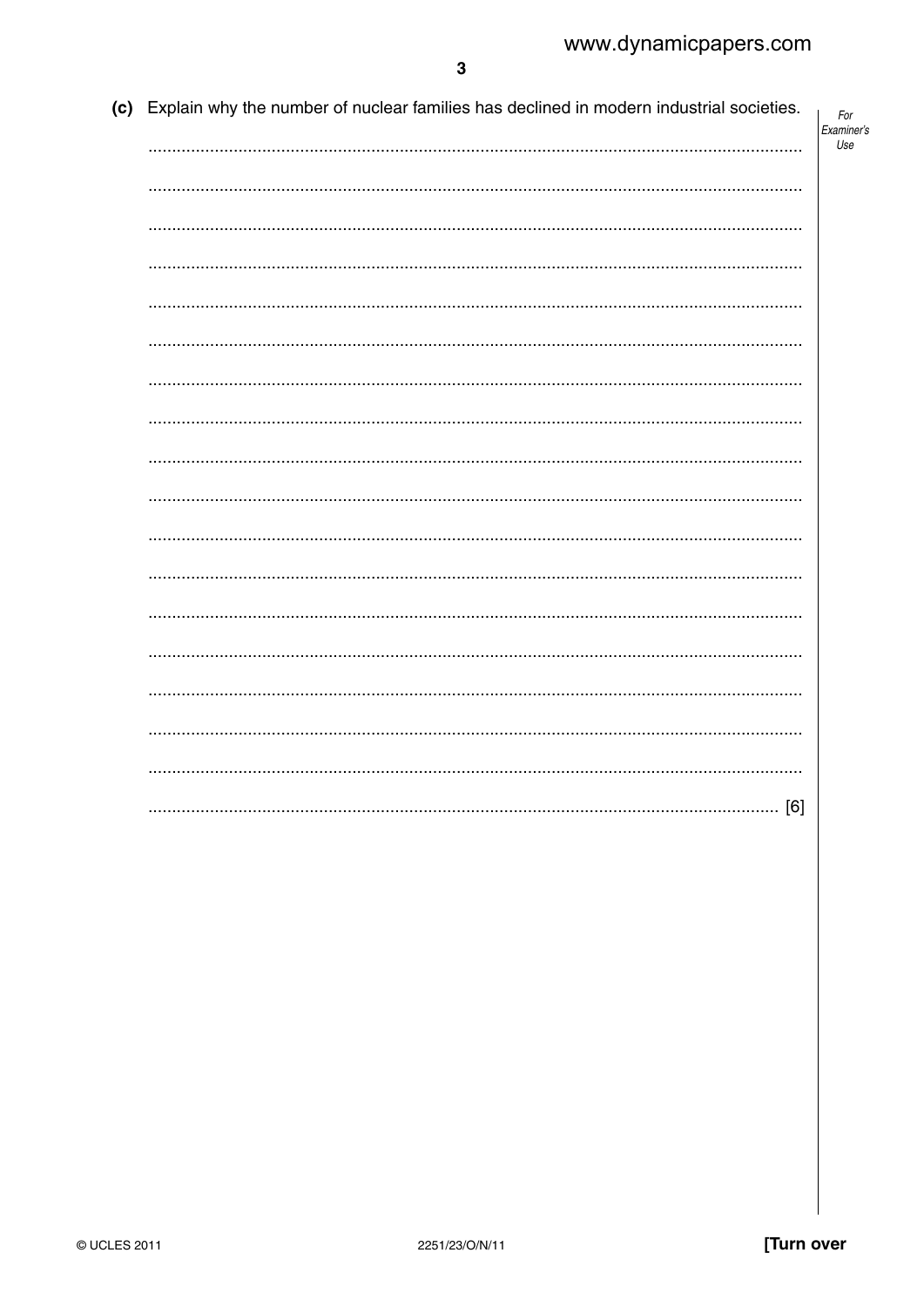**(c)** Explain why the number of nuclear families has declined in modern industrial societies.

....................................................................................................................................................

....................................................................................................................................................

....................................................................................................................................................

....................................................................................................................................................

....................................................................................................................................................

....................................................................................................................................................

....................................................................................................................................................

....................................................................................................................................................

....................................................................................................................................................

....................................................................................................................................................

....................................................................................................................................................

....................................................................................................................................................

....................................................................................................................................................

....................................................................................................................................................

....................................................................................................................................................

....................................................................................................................................................

....................................................................................................................................................

.............................................................................................................................................. [6]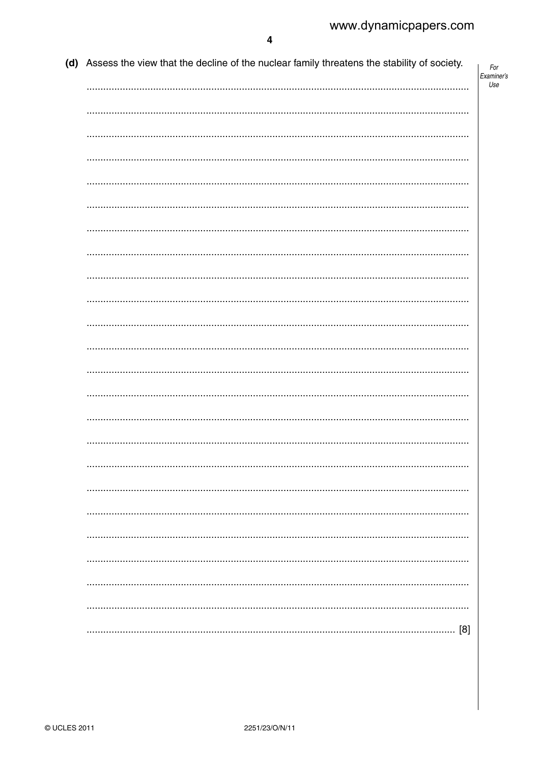**(d)** Assess the view that the decline of the nuclear family threatens the stability of society.

....................................................................................................................................................

....................................................................................................................................................

....................................................................................................................................................

....................................................................................................................................................

....................................................................................................................................................

....................................................................................................................................................

....................................................................................................................................................

....................................................................................................................................................

....................................................................................................................................................

....................................................................................................................................................

....................................................................................................................................................

....................................................................................................................................................

....................................................................................................................................................

....................................................................................................................................................

....................................................................................................................................................

....................................................................................................................................................

....................................................................................................................................................

....................................................................................................................................................

....................................................................................................................................................

....................................................................................................................................................

....................................................................................................................................................

....................................................................................................................................................

....................................................................................................................................................

.............................................................................................................................................. [8]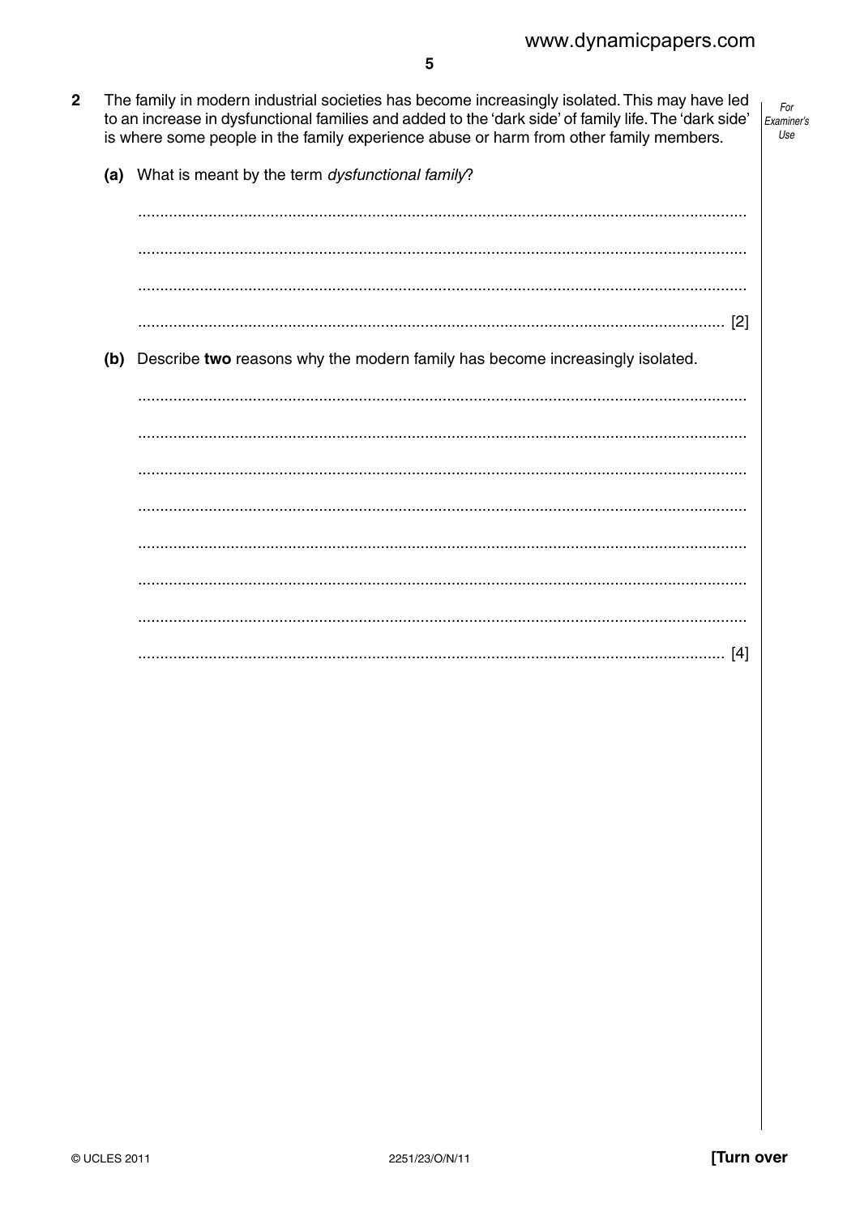**2** The family in modern industrial societies has become increasingly isolated. This may have led to an increase in dysfunctional families and added to the 'dark side' of family life. The 'dark side' is where some people in the family experience abuse or harm from other family members.

**(a)** What is meant by the term *dysfunctional family*?

..........................................................................................................................................

..........................................................................................................................................

..........................................................................................................................................

.................................................................................................................................... [2]

**(b)** Describe **two** reasons why the modern family has become increasingly isolated.

..........................................................................................................................................

..........................................................................................................................................

..........................................................................................................................................

..........................................................................................................................................

..........................................................................................................................................

..........................................................................................................................................

..........................................................................................................................................

.................................................................................................................................... [4]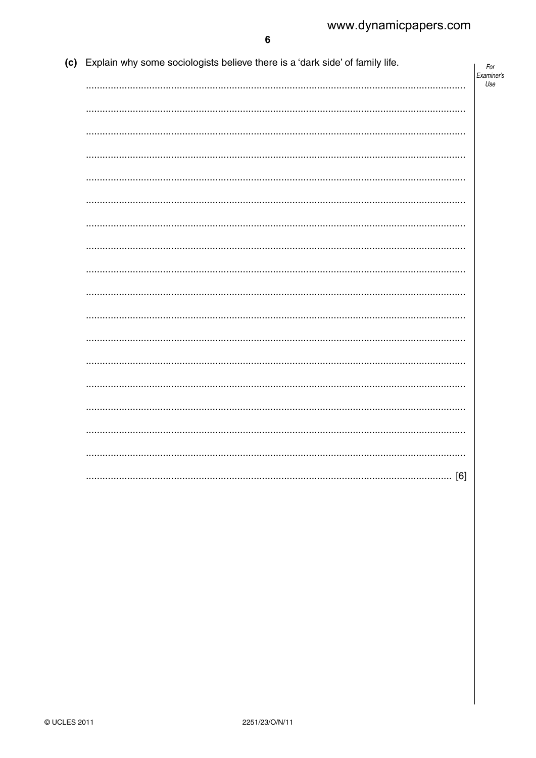(c) Explain why some sociologists believe there is a 'dark side' of family life.

.......................................................................................................................................

.......................................................................................................................................

.......................................................................................................................................

.......................................................................................................................................

.......................................................................................................................................

.......................................................................................................................................

.......................................................................................................................................

.......................................................................................................................................

.......................................................................................................................................

.......................................................................................................................................

.......................................................................................................................................

.......................................................................................................................................

.......................................................................................................................................

.......................................................................................................................................

.......................................................................................................................................

.......................................................................................................................................

.......................................................................................................................................

................................................................................................................................... [6]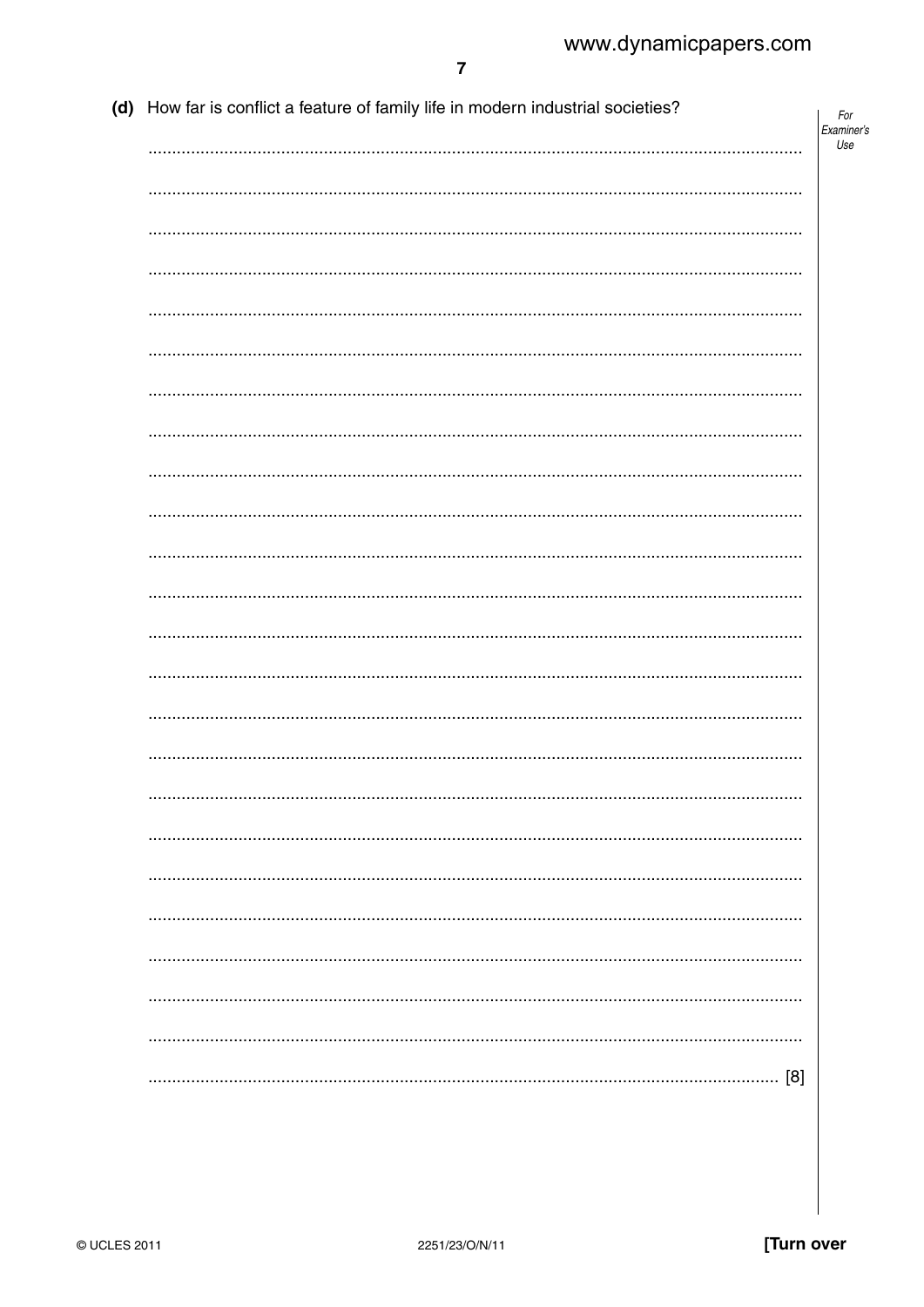(d) How far is conflict a feature of family life in modern industrial societies?

[8]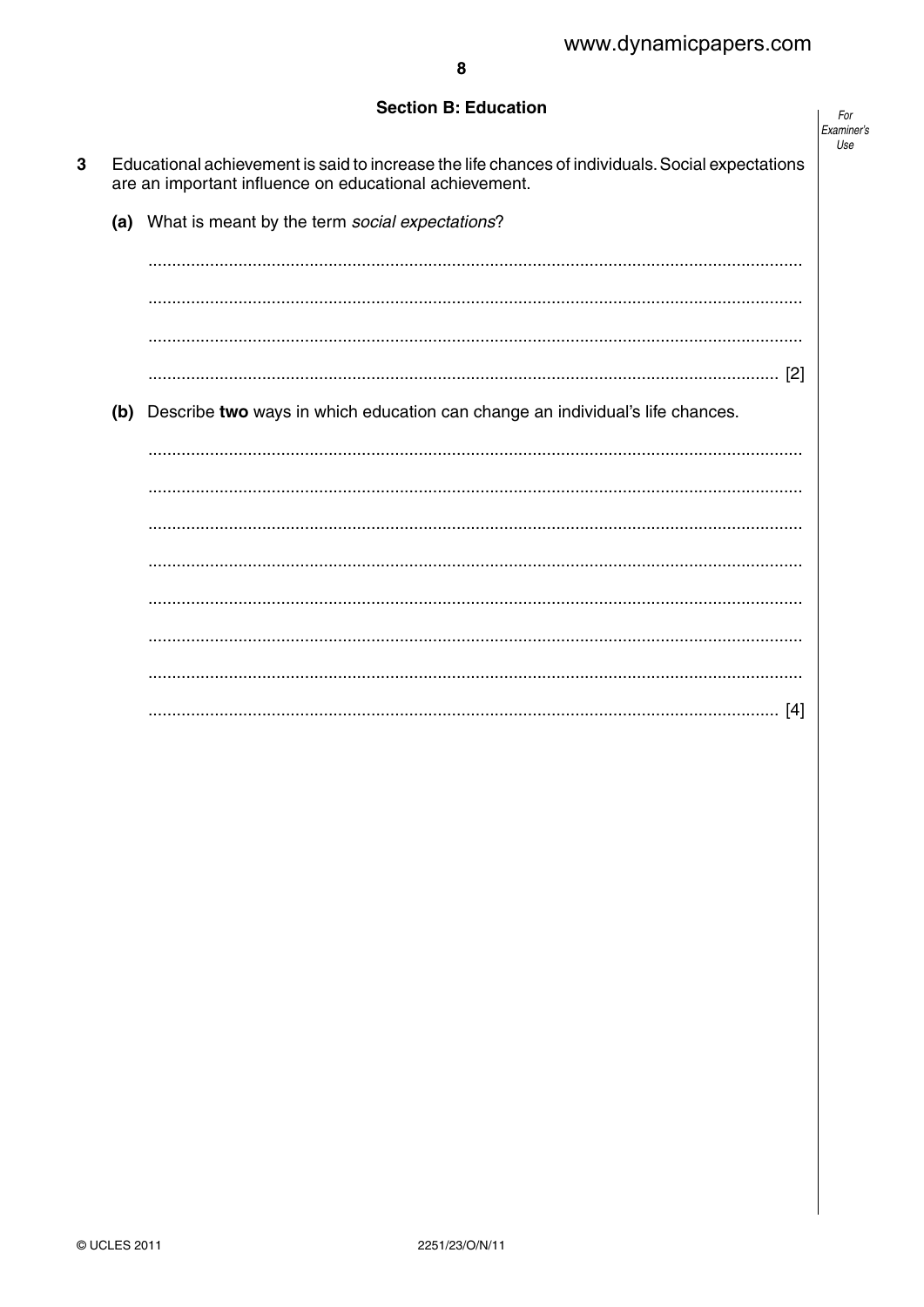## Section B: Education

**3** Educational achievement is said to increase the life chances of individuals. Social expectations are an important influence on educational achievement.

**(a)** What is meant by the term *social expectations*?

.......................................................................................................................................

.......................................................................................................................................

.......................................................................................................................................

....................................................................................................................................... [2]

**(b)** Describe **two** ways in which education can change an individual's life chances.

.......................................................................................................................................

.......................................................................................................................................

.......................................................................................................................................

.......................................................................................................................................

.......................................................................................................................................

.......................................................................................................................................

.......................................................................................................................................

....................................................................................................................................... [4]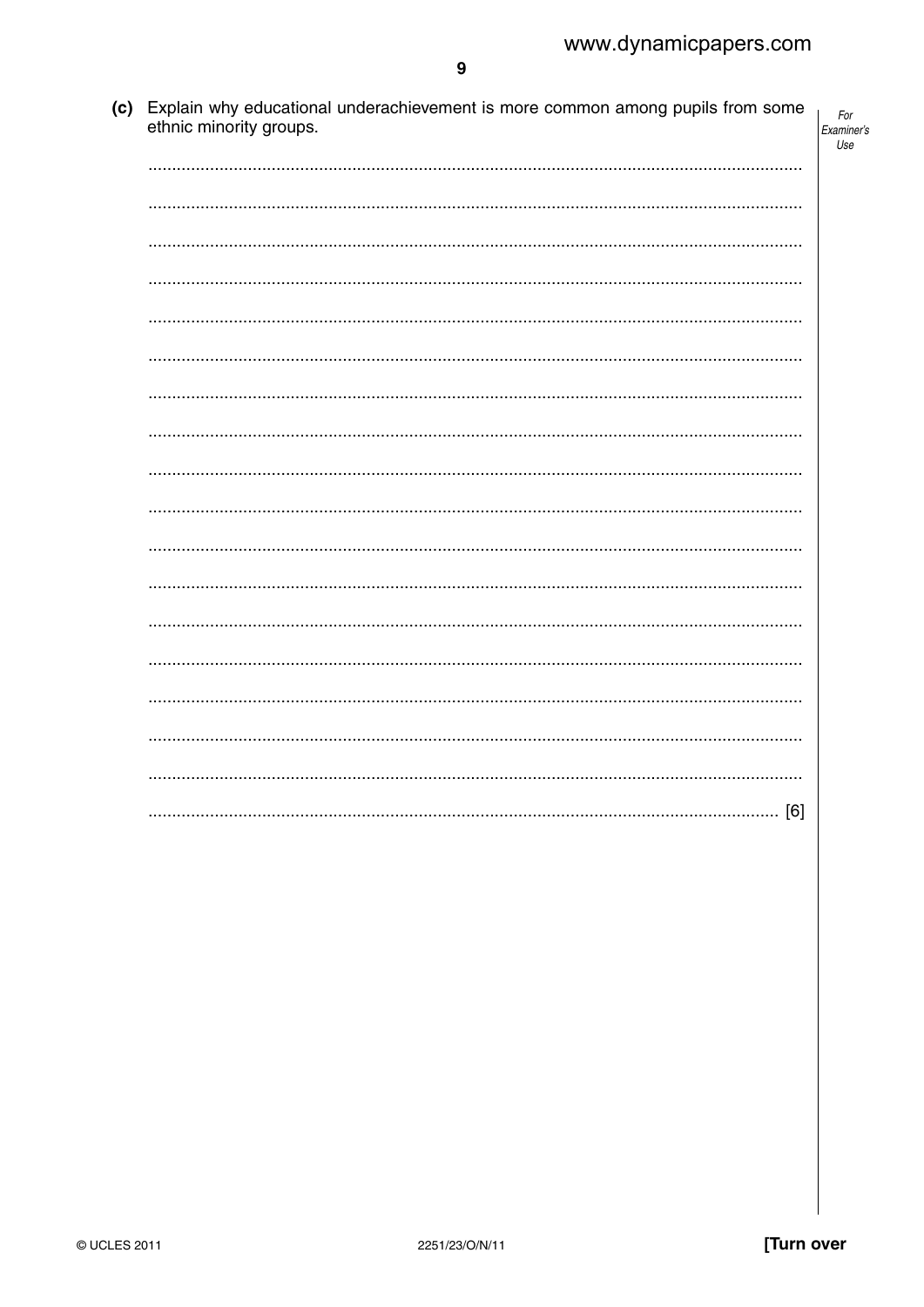(c) Explain why educational underachievement is more common among pupils from some ethnic minority groups.

.......................................................................................................................................

.......................................................................................................................................

.......................................................................................................................................

.......................................................................................................................................

.......................................................................................................................................

.......................................................................................................................................

.......................................................................................................................................

.......................................................................................................................................

.......................................................................................................................................

.......................................................................................................................................

.......................................................................................................................................

.......................................................................................................................................

.......................................................................................................................................

.......................................................................................................................................

.......................................................................................................................................

.......................................................................................................................................

.......................................................................................................................................

....................................................................................................................................... [6]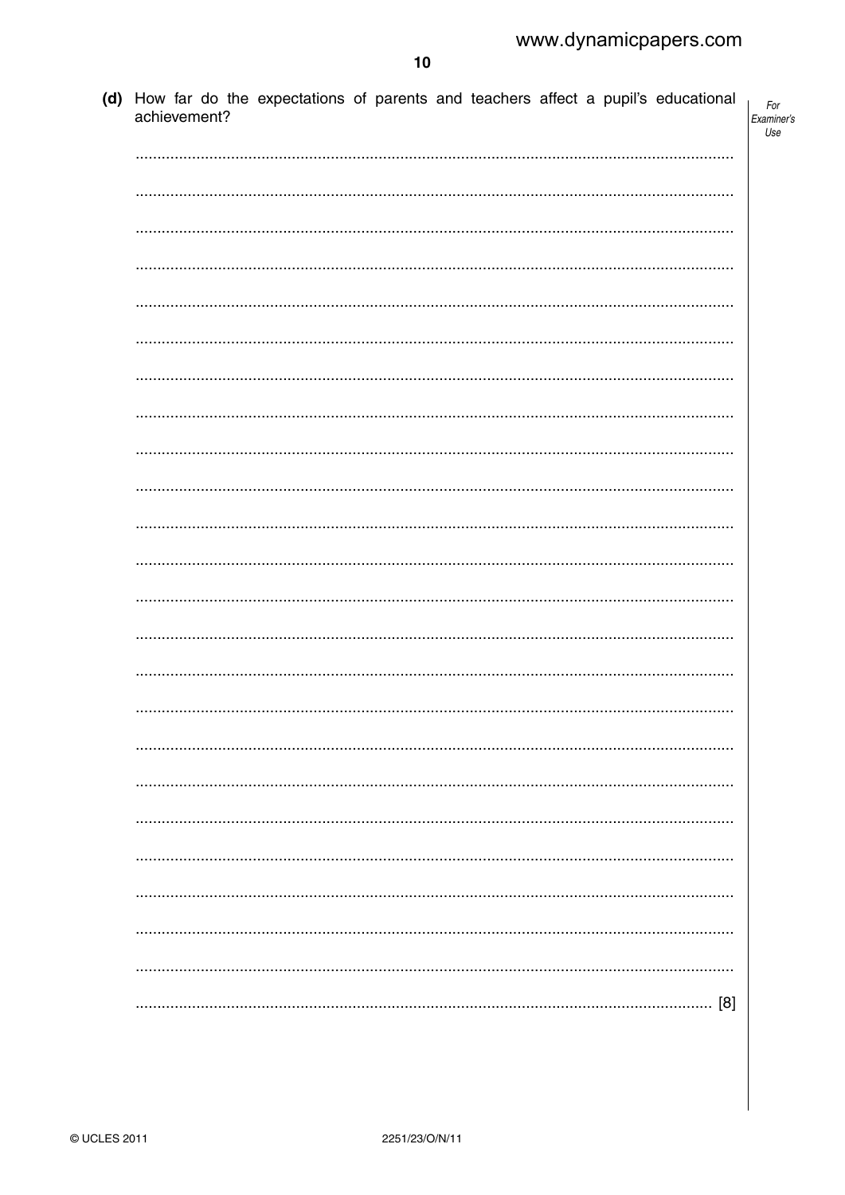(d) How far do the expectations of parents and teachers affect a pupil's educational achievement?

..................................................................................................................................................

..................................................................................................................................................

..................................................................................................................................................

..................................................................................................................................................

..................................................................................................................................................

..................................................................................................................................................

..................................................................................................................................................

..................................................................................................................................................

..................................................................................................................................................

..................................................................................................................................................

..................................................................................................................................................

..................................................................................................................................................

..................................................................................................................................................

..................................................................................................................................................

..................................................................................................................................................

..................................................................................................................................................

..................................................................................................................................................

..................................................................................................................................................

..................................................................................................................................................

..................................................................................................................................................

..................................................................................................................................................

..................................................................................................................................................

..................................................................................................................................................

.......................................................................................................................................... [8]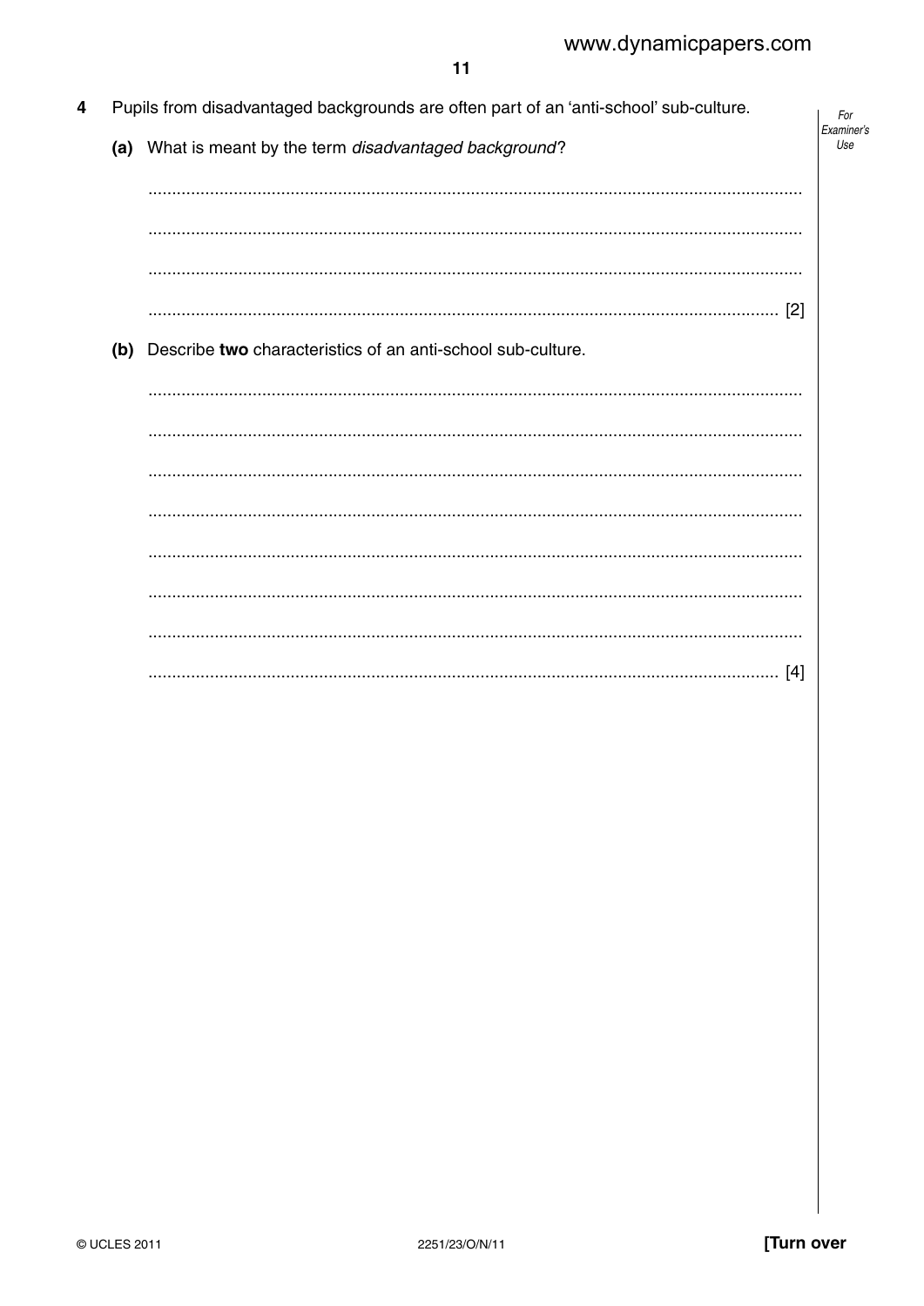4 Pupils from disadvantaged backgrounds are often part of an 'anti-school' sub-culture.

(a) What is meant by the term *disadvantaged background*?

..........................................................................................................................................

..........................................................................................................................................

..........................................................................................................................................

.................................................................................................................................... [2]

(b) Describe **two** characteristics of an anti-school sub-culture.

..........................................................................................................................................

..........................................................................................................................................

..........................................................................................................................................

..........................................................................................................................................

..........................................................................................................................................

..........................................................................................................................................

..........................................................................................................................................

.................................................................................................................................... [4]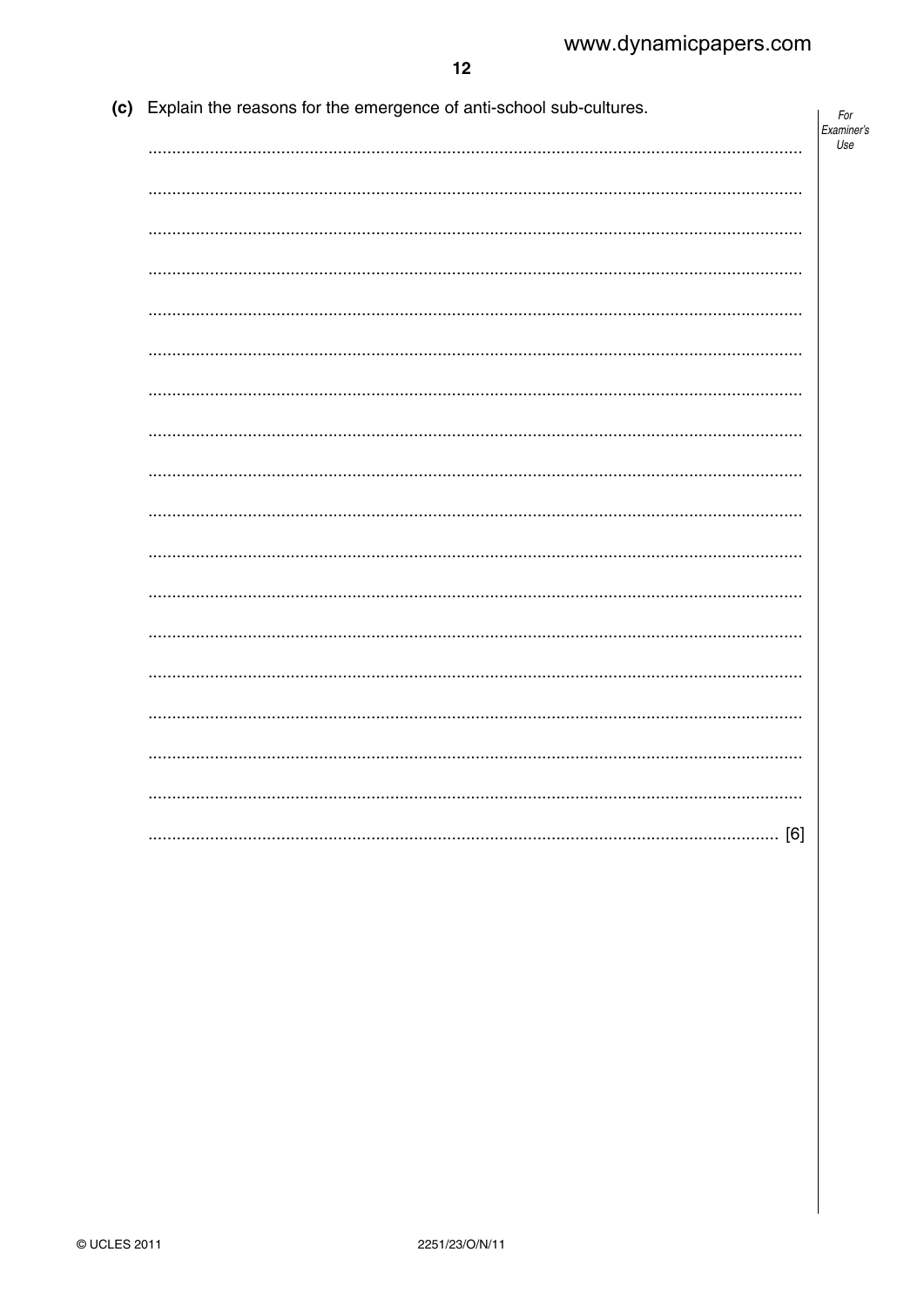(c) Explain the reasons for the emergence of anti-school sub-cultures.

..................................................................................................................................................

..................................................................................................................................................

..................................................................................................................................................

..................................................................................................................................................

..................................................................................................................................................

..................................................................................................................................................

..................................................................................................................................................

..................................................................................................................................................

..................................................................................................................................................

..................................................................................................................................................

..................................................................................................................................................

..................................................................................................................................................

..................................................................................................................................................

..................................................................................................................................................

..................................................................................................................................................

..................................................................................................................................................

..................................................................................................................................................

.............................................................................................................................................. [6]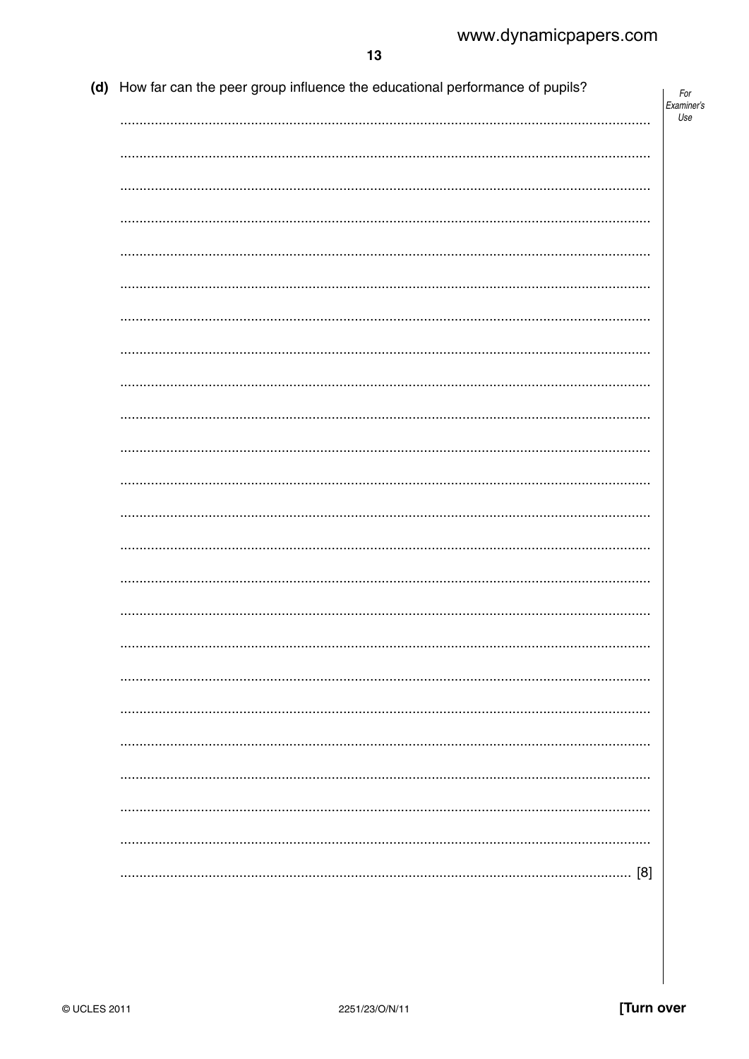(d) How far can the peer group influence the educational performance of pupils?

........................................................................................................................................

........................................................................................................................................

........................................................................................................................................

........................................................................................................................................

........................................................................................................................................

........................................................................................................................................

........................................................................................................................................

........................................................................................................................................

........................................................................................................................................

........................................................................................................................................

........................................................................................................................................

........................................................................................................................................

........................................................................................................................................

........................................................................................................................................

........................................................................................................................................

........................................................................................................................................

........................................................................................................................................

........................................................................................................................................

........................................................................................................................................

........................................................................................................................................

........................................................................................................................................

........................................................................................................................................

........................................................................................................................................

.................................................................................................................................. [8]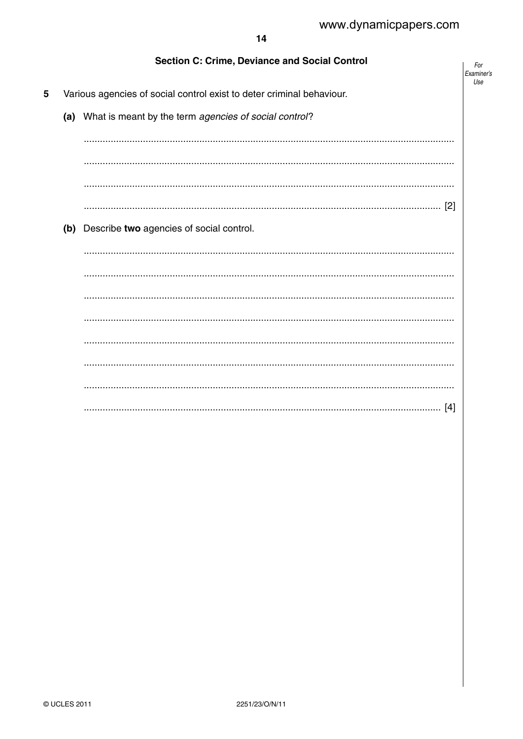## Section C: Crime, Deviance and Social Control

**5** Various agencies of social control exist to deter criminal behaviour.

**(a)** What is meant by the term *agencies of social control*?

.......................................................................................................................................

.......................................................................................................................................

.......................................................................................................................................

....................................................................................................................................... [2]

**(b)** Describe **two** agencies of social control.

.......................................................................................................................................

.......................................................................................................................................

.......................................................................................................................................

.......................................................................................................................................

.......................................................................................................................................

.......................................................................................................................................

.......................................................................................................................................

....................................................................................................................................... [4]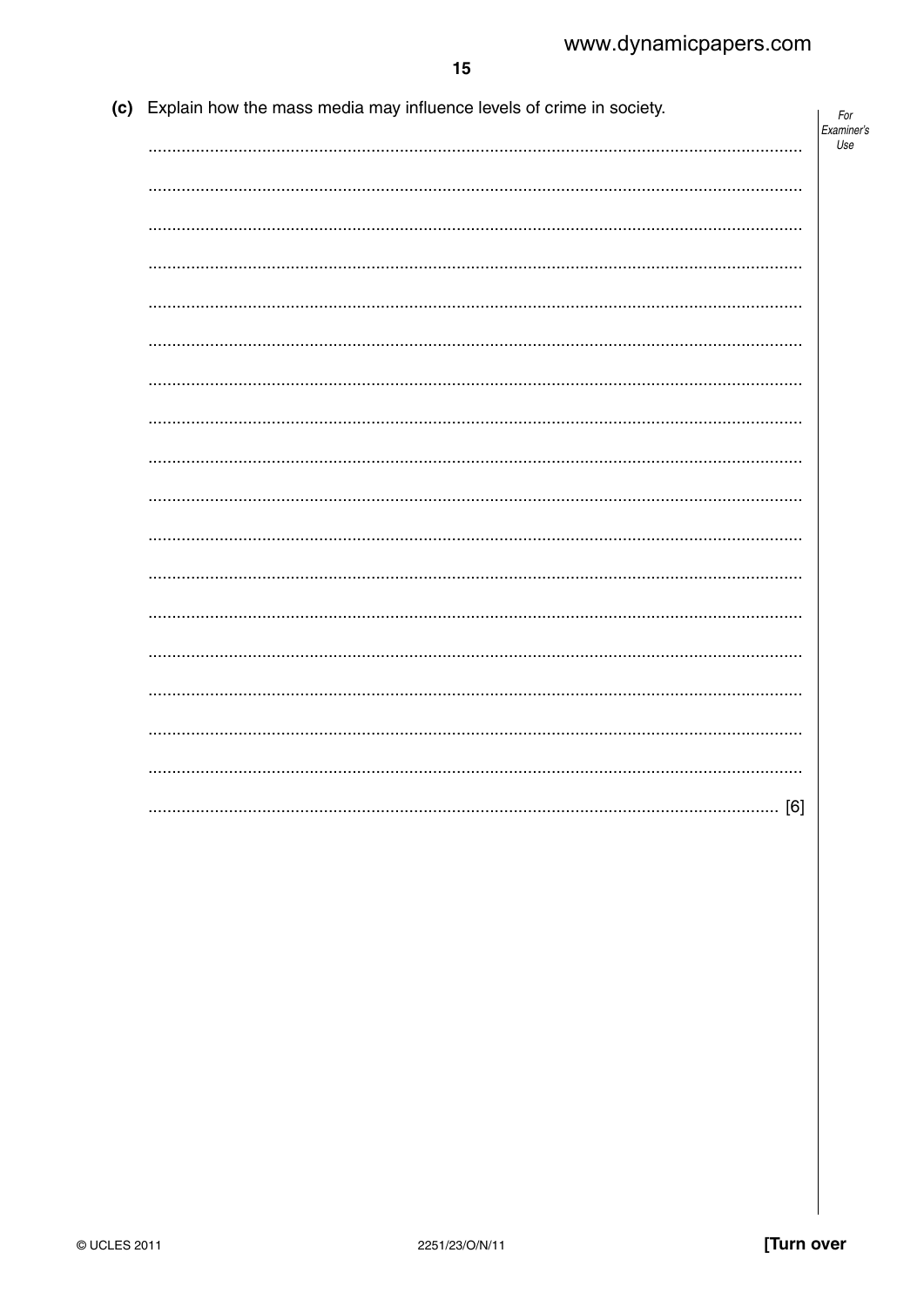(c) Explain how the mass media may influence levels of crime in society.

..........................................................................................................................................

..........................................................................................................................................

..........................................................................................................................................

..........................................................................................................................................

..........................................................................................................................................

..........................................................................................................................................

..........................................................................................................................................

..........................................................................................................................................

..........................................................................................................................................

..........................................................................................................................................

..........................................................................................................................................

..........................................................................................................................................

..........................................................................................................................................

..........................................................................................................................................

..........................................................................................................................................

..........................................................................................................................................

..........................................................................................................................................

.................................................................................................................................... [6]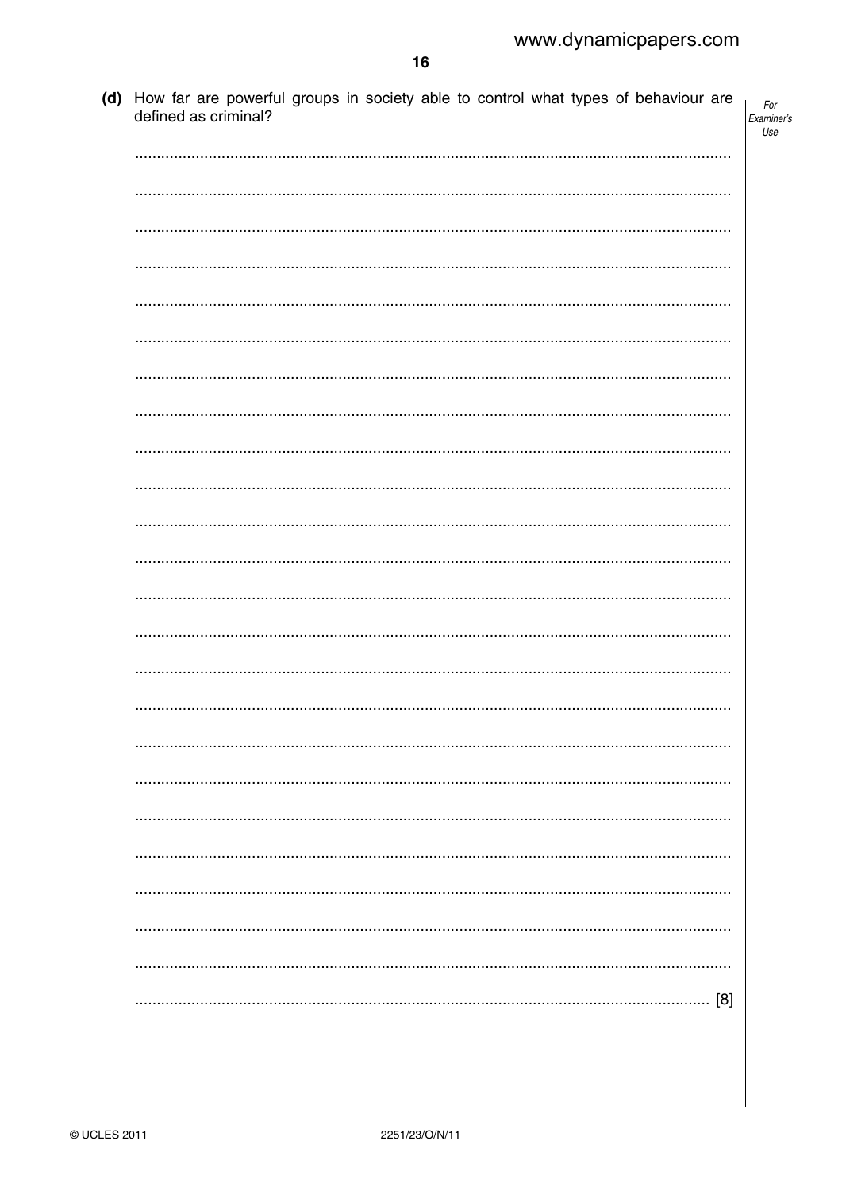(d) How far are powerful groups in society able to control what types of behaviour are defined as criminal?

[8]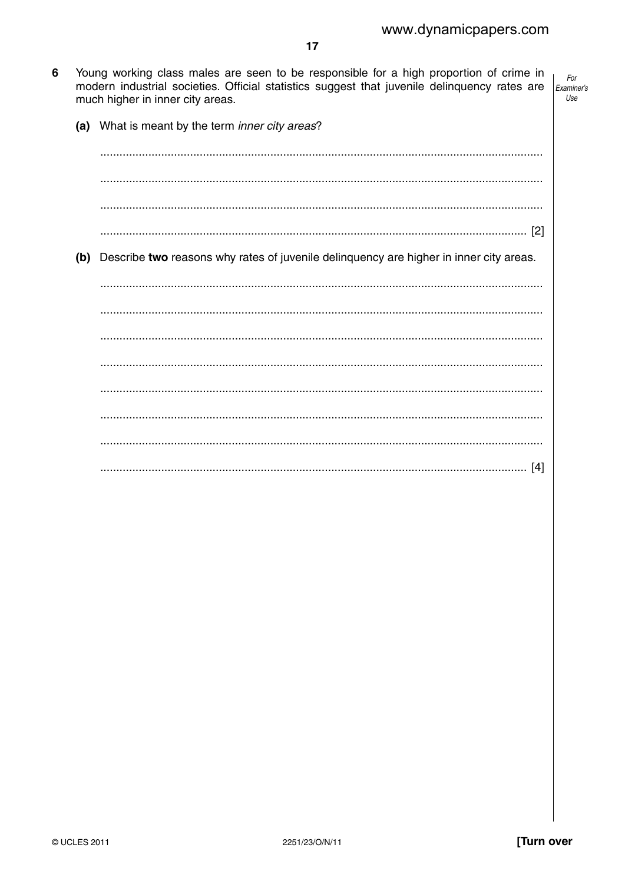6 Young working class males are seen to be responsible for a high proportion of crime in modern industrial societies. Official statistics suggest that juvenile delinquency rates are much higher in inner city areas.

(a) What is meant by the term *inner city areas*?

..................................................................................................................................

..................................................................................................................................

..................................................................................................................................

.......................................................................................................................... [2]

(b) Describe **two** reasons why rates of juvenile delinquency are higher in inner city areas.

..................................................................................................................................

..................................................................................................................................

..................................................................................................................................

..................................................................................................................................

..................................................................................................................................

..................................................................................................................................

..................................................................................................................................

.......................................................................................................................... [4]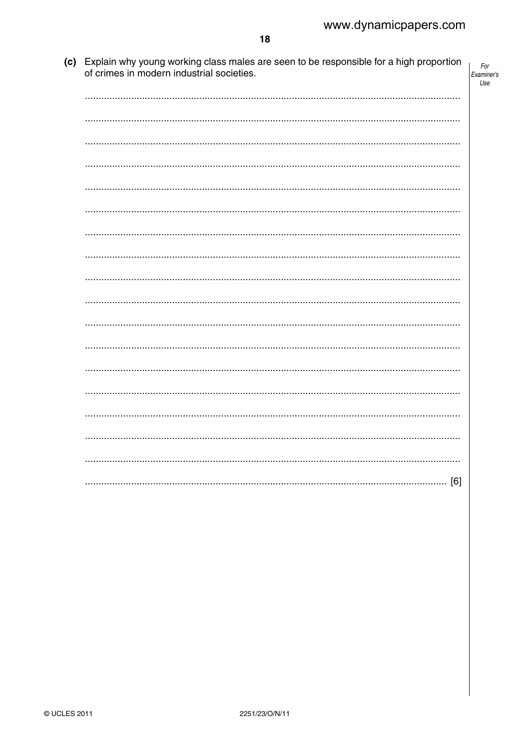(c) Explain why young working class males are seen to be responsible for a high proportion of crimes in modern industrial societies.

........................................................................................................................................

........................................................................................................................................

........................................................................................................................................

........................................................................................................................................

........................................................................................................................................

........................................................................................................................................

........................................................................................................................................

........................................................................................................................................

........................................................................................................................................

........................................................................................................................................

........................................................................................................................................

........................................................................................................................................

........................................................................................................................................

........................................................................................................................................

........................................................................................................................................

........................................................................................................................................

........................................................................................................................................

.................................................................................................................................. [6]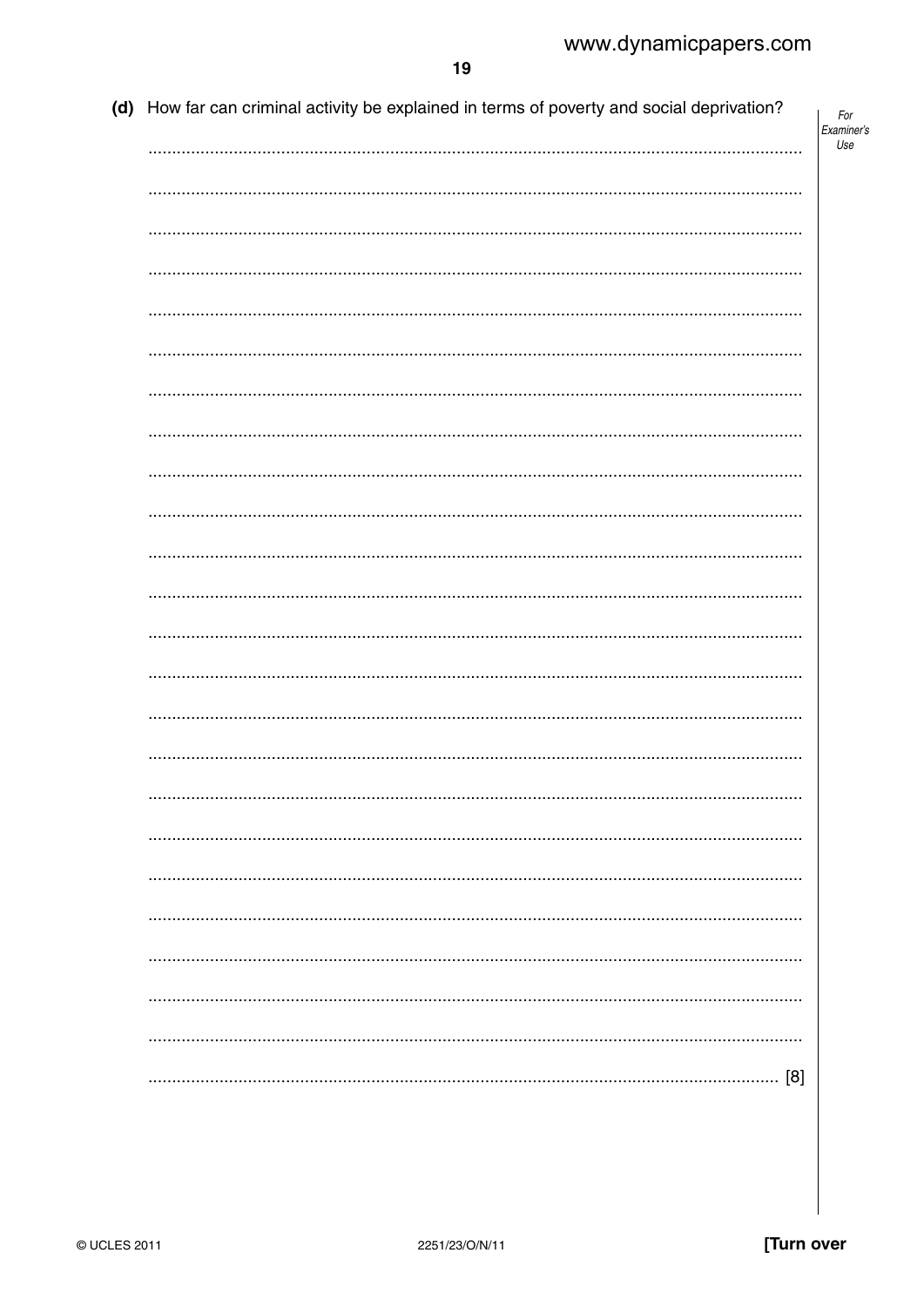(d) How far can criminal activity be explained in terms of poverty and social deprivation?

[8]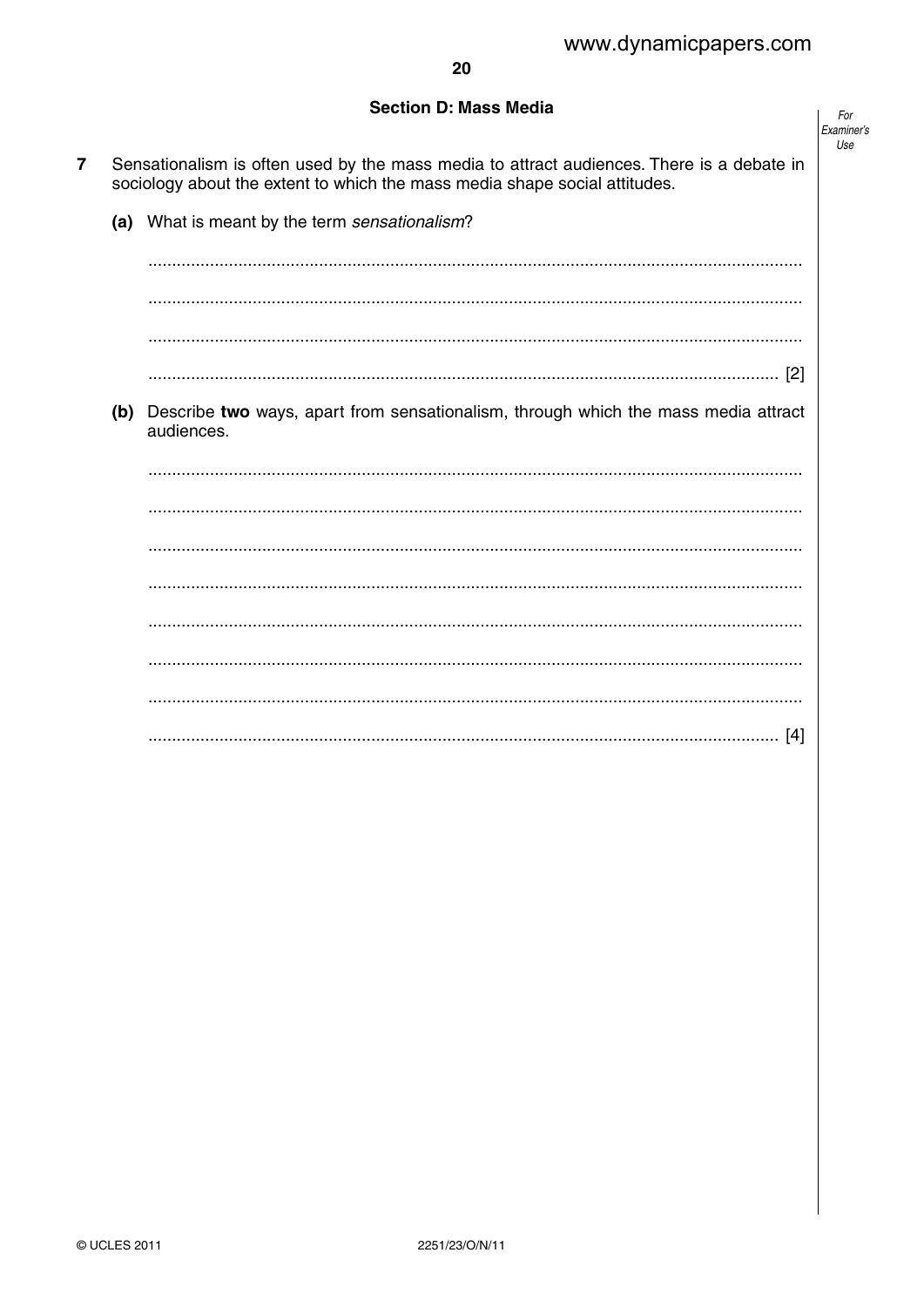## Section D: Mass Media

**7** Sensationalism is often used by the mass media to attract audiences. There is a debate in sociology about the extent to which the mass media shape social attitudes.

**(a)** What is meant by the term *sensationalism*?

..........................................................................................................................................

..........................................................................................................................................

..........................................................................................................................................

.................................................................................................................................... [2]

**(b)** Describe **two** ways, apart from sensationalism, through which the mass media attract audiences.

..........................................................................................................................................

..........................................................................................................................................

..........................................................................................................................................

..........................................................................................................................................

..........................................................................................................................................

..........................................................................................................................................

..........................................................................................................................................

.................................................................................................................................... [4]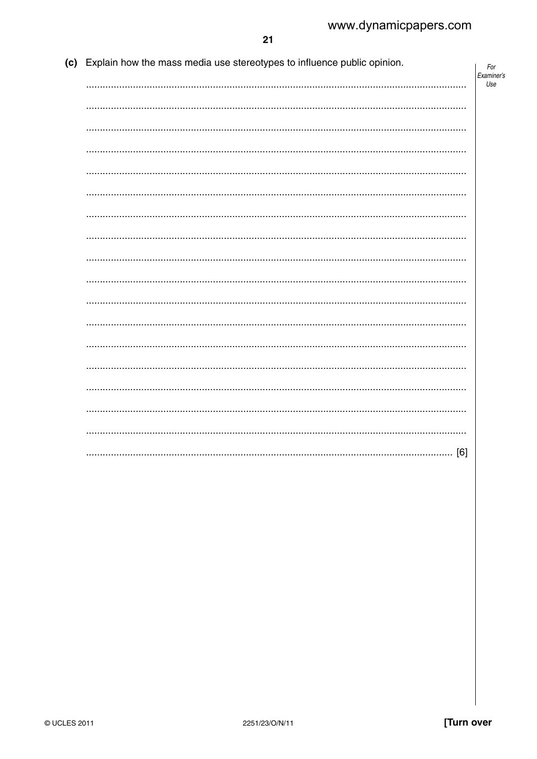**(c)** Explain how the mass media use stereotypes to influence public opinion.

..................................................................................................................................................

..................................................................................................................................................

..................................................................................................................................................

..................................................................................................................................................

..................................................................................................................................................

..................................................................................................................................................

..................................................................................................................................................

..................................................................................................................................................

..................................................................................................................................................

..................................................................................................................................................

..................................................................................................................................................

..................................................................................................................................................

..................................................................................................................................................

..................................................................................................................................................

..................................................................................................................................................

..................................................................................................................................................

..................................................................................................................................................

.............................................................................................................................................. [6]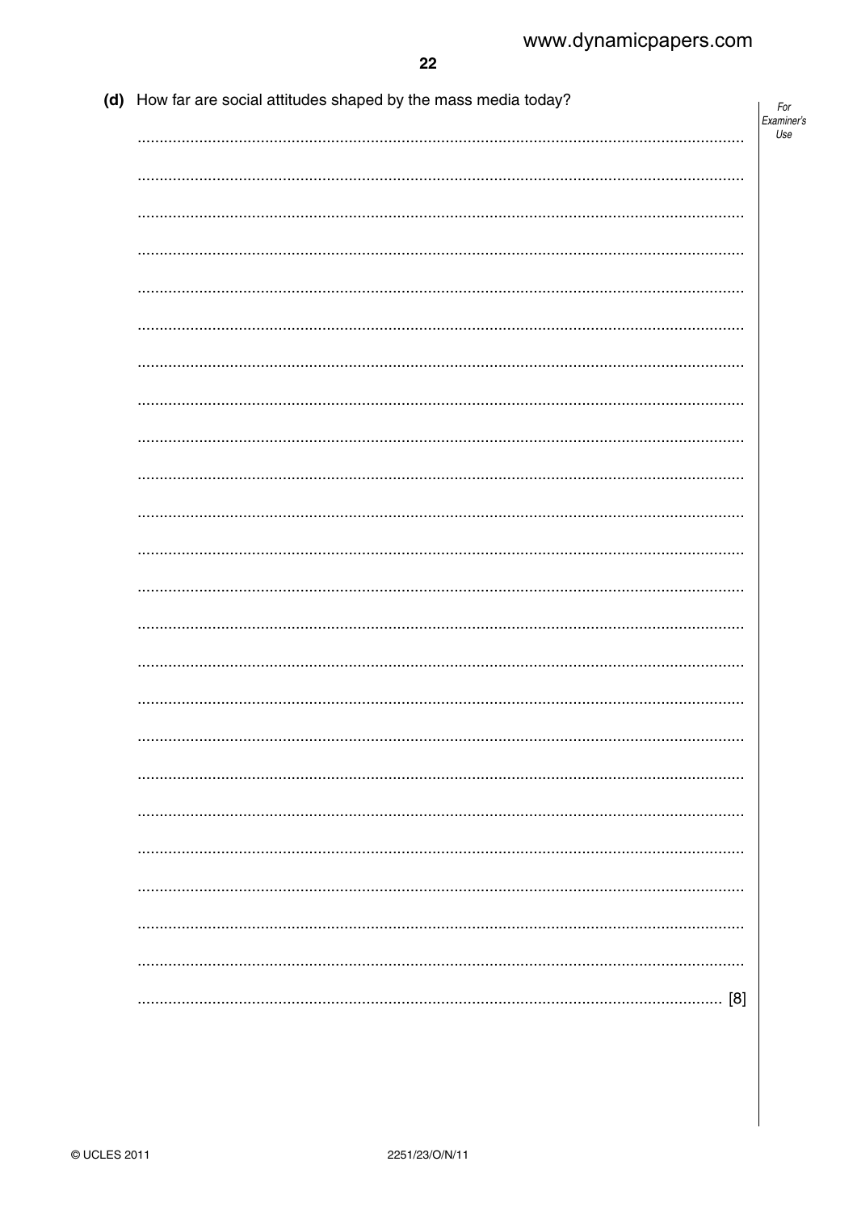(d) How far are social attitudes shaped by the mass media today?

[8]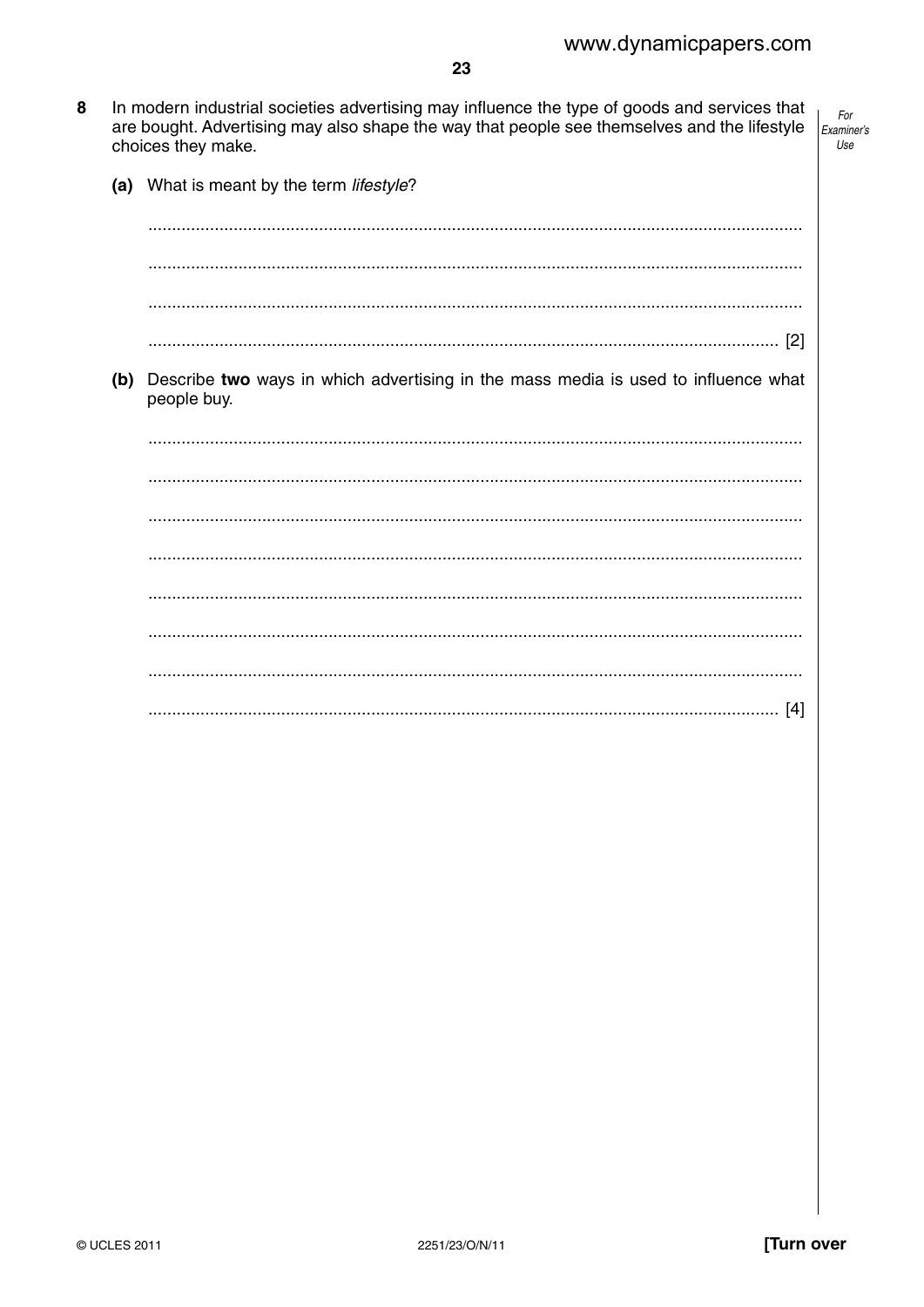8 In modern industrial societies advertising may influence the type of goods and services that are bought. Advertising may also shape the way that people see themselves and the lifestyle choices they make.

**(a)** What is meant by the term *lifestyle*?

.......................................................................................................................................

.......................................................................................................................................

.......................................................................................................................................

....................................................................................................................................... [2]

**(b)** Describe **two** ways in which advertising in the mass media is used to influence what people buy.

.......................................................................................................................................

.......................................................................................................................................

.......................................................................................................................................

.......................................................................................................................................

.......................................................................................................................................

.......................................................................................................................................

.......................................................................................................................................

....................................................................................................................................... [4]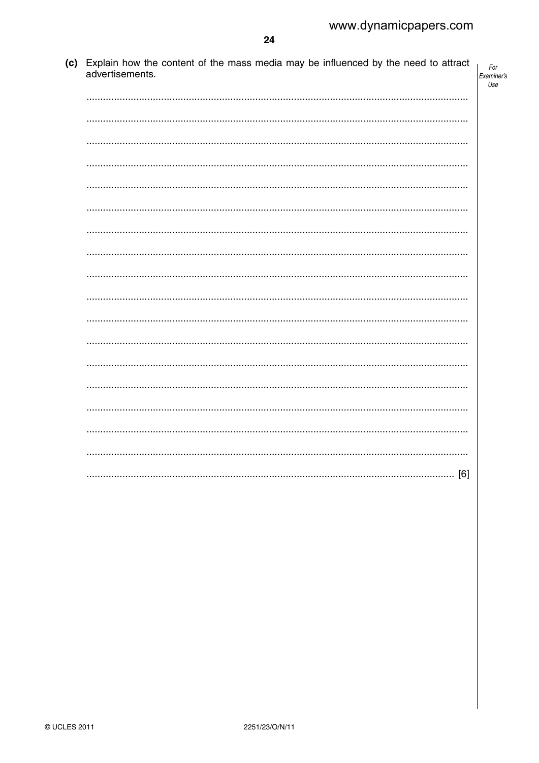(c) Explain how the content of the mass media may be influenced by the need to attract advertisements.

..........................................................................................................................................

..........................................................................................................................................

..........................................................................................................................................

..........................................................................................................................................

..........................................................................................................................................

..........................................................................................................................................

..........................................................................................................................................

..........................................................................................................................................

..........................................................................................................................................

..........................................................................................................................................

..........................................................................................................................................

..........................................................................................................................................

..........................................................................................................................................

..........................................................................................................................................

..........................................................................................................................................

..........................................................................................................................................

..........................................................................................................................................

...................................................................................................................................... [6]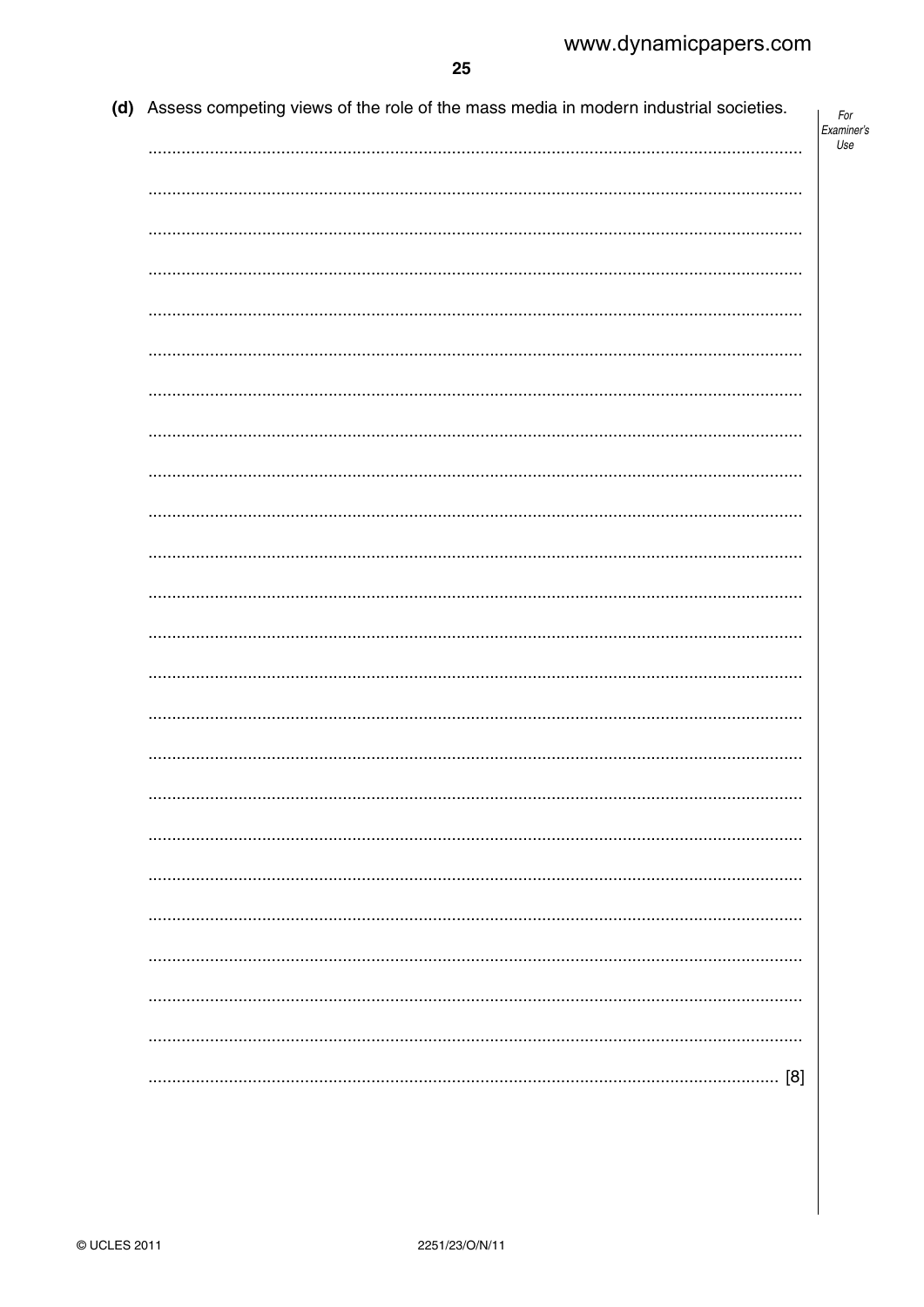(d) Assess competing views of the role of the mass media in modern industrial societies.

........................................................................................................................................

........................................................................................................................................

........................................................................................................................................

........................................................................................................................................

........................................................................................................................................

........................................................................................................................................

........................................................................................................................................

........................................................................................................................................

........................................................................................................................................

........................................................................................................................................

........................................................................................................................................

........................................................................................................................................

........................................................................................................................................

........................................................................................................................................

........................................................................................................................................

........................................................................................................................................

........................................................................................................................................

........................................................................................................................................

........................................................................................................................................

........................................................................................................................................

........................................................................................................................................

........................................................................................................................................

........................................................................................................................................

.................................................................................................................................. [8]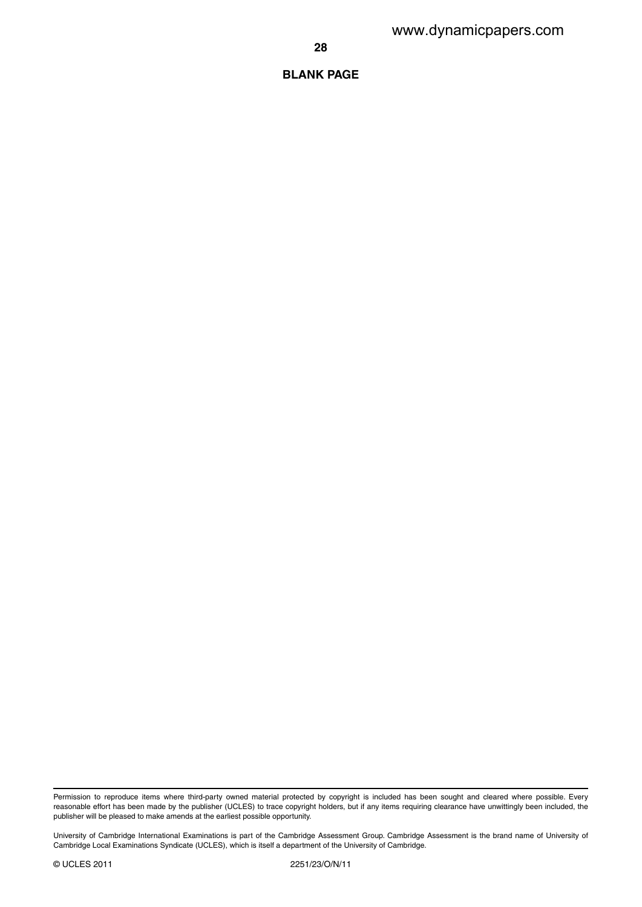**BLANK PAGE**

Permission to reproduce items where third-party owned material protected by copyright is included has been sought and cleared where possible. Every reasonable effort has been made by the publisher (UCLES) to trace copyright holders, but if any items requiring clearance have unwittingly been included, the publisher will be pleased to make amends at the earliest possible opportunity.

University of Cambridge International Examinations is part of the Cambridge Assessment Group. Cambridge Assessment is the brand name of University of Cambridge Local Examinations Syndicate (UCLES), which is itself a department of the University of Cambridge.